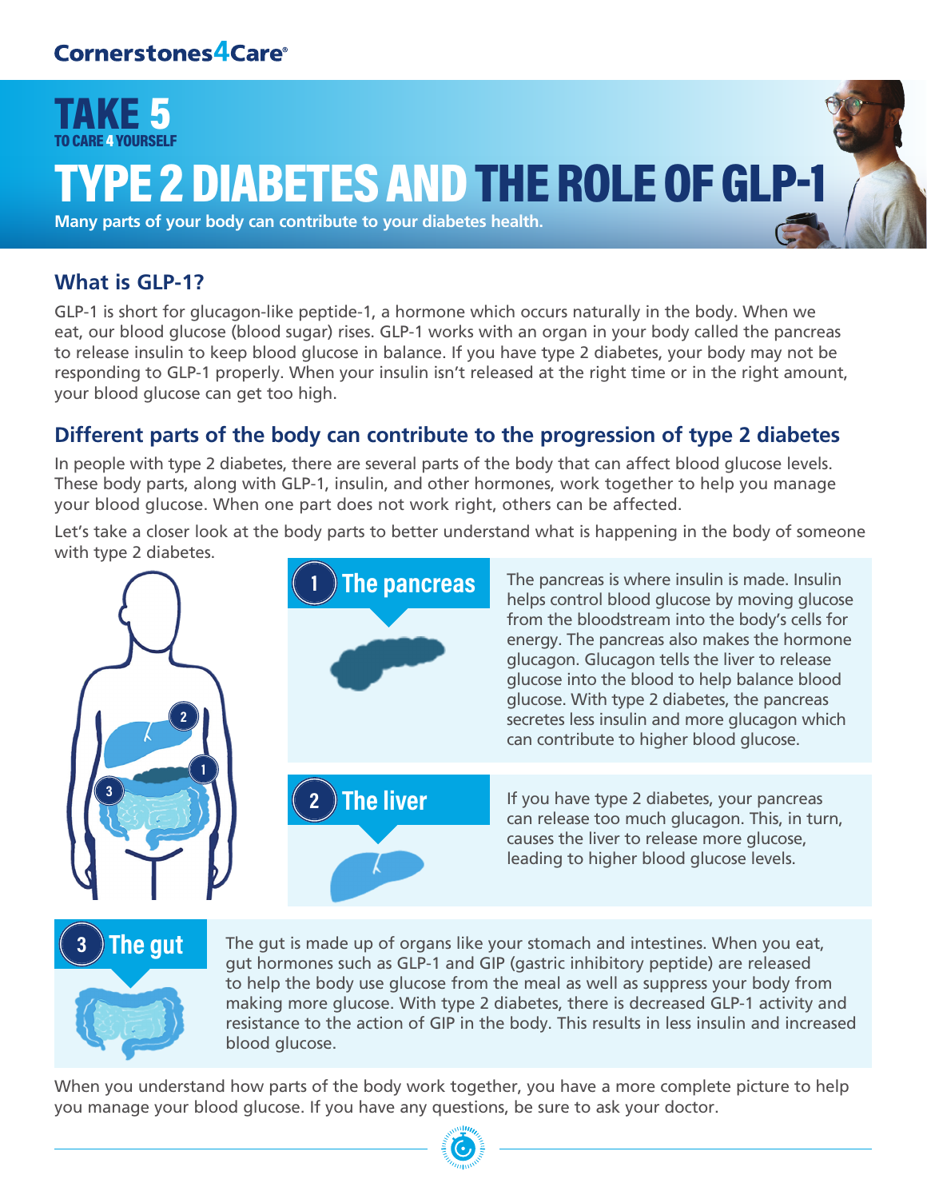Cornerstones4Care®

# TAKE 5
TO CARE 4 YOURSELF

# TYPE 2 DIABETES AND THE ROLE OF GLP-1

**Many parts of your body can contribute to your diabetes health.**

## What is GLP-1?

GLP-1 is short for glucagon-like peptide-1, a hormone which occurs naturally in the body. When we eat, our blood glucose (blood sugar) rises. GLP-1 works with an organ in your body called the pancreas to release insulin to keep blood glucose in balance. If you have type 2 diabetes, your body may not be responding to GLP-1 properly. When your insulin isn't released at the right time or in the right amount, your blood glucose can get too high.

## Different parts of the body can contribute to the progression of type 2 diabetes

In people with type 2 diabetes, there are several parts of the body that can affect blood glucose levels. These body parts, along with GLP-1, insulin, and other hormones, work together to help you manage your blood glucose. When one part does not work right, others can be affected.

Let's take a closer look at the body parts to better understand what is happening in the body of someone with type 2 diabetes.

### 1 The pancreas

The pancreas is where insulin is made. Insulin helps control blood glucose by moving glucose from the bloodstream into the body's cells for energy. The pancreas also makes the hormone glucagon. Glucagon tells the liver to release glucose into the blood to help balance blood glucose. With type 2 diabetes, the pancreas secretes less insulin and more glucagon which can contribute to higher blood glucose.

### 2 The liver

If you have type 2 diabetes, your pancreas can release too much glucagon. This, in turn, causes the liver to release more glucose, leading to higher blood glucose levels.

### 3 The gut

The gut is made up of organs like your stomach and intestines. When you eat, gut hormones such as GLP-1 and GIP (gastric inhibitory peptide) are released to help the body use glucose from the meal as well as suppress your body from making more glucose. With type 2 diabetes, there is decreased GLP-1 activity and resistance to the action of GIP in the body. This results in less insulin and increased blood glucose.

When you understand how parts of the body work together, you have a more complete picture to help you manage your blood glucose. If you have any questions, be sure to ask your doctor.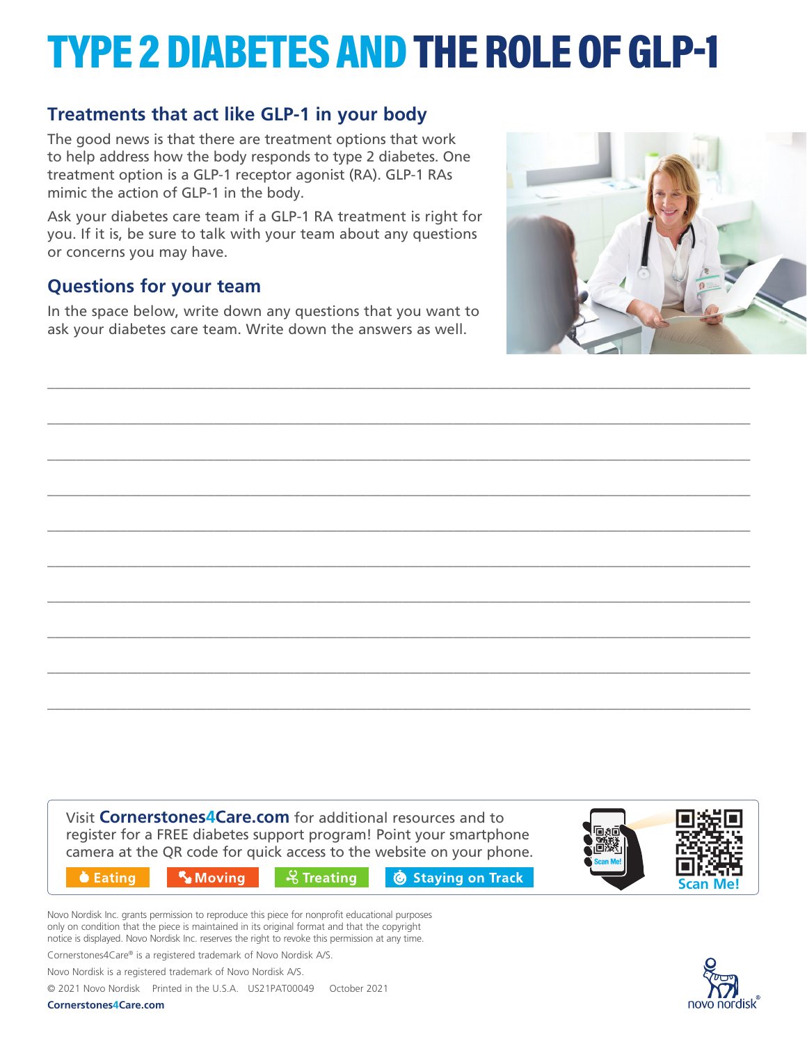# TYPE 2 DIABETES AND THE ROLE OF GLP-1

## Treatments that act like GLP-1 in your body

The good news is that there are treatment options that work to help address how the body responds to type 2 diabetes. One treatment option is a GLP-1 receptor agonist (RA). GLP-1 RAs mimic the action of GLP-1 in the body.

Ask your diabetes care team if a GLP-1 RA treatment is right for you. If it is, be sure to talk with your team about any questions or concerns you may have.

## Questions for your team

In the space below, write down any questions that you want to ask your diabetes care team. Write down the answers as well.

\_\_\_\_\_\_\_\_\_\_\_\_\_\_\_\_\_\_\_\_\_\_\_\_\_\_\_\_\_\_\_\_\_\_\_\_\_\_\_\_\_\_\_\_\_\_\_\_\_\_\_\_\_\_\_\_\_\_\_\_

\_\_\_\_\_\_\_\_\_\_\_\_\_\_\_\_\_\_\_\_\_\_\_\_\_\_\_\_\_\_\_\_\_\_\_\_\_\_\_\_\_\_\_\_\_\_\_\_\_\_\_\_\_\_\_\_\_\_\_\_

\_\_\_\_\_\_\_\_\_\_\_\_\_\_\_\_\_\_\_\_\_\_\_\_\_\_\_\_\_\_\_\_\_\_\_\_\_\_\_\_\_\_\_\_\_\_\_\_\_\_\_\_\_\_\_\_\_\_\_\_

\_\_\_\_\_\_\_\_\_\_\_\_\_\_\_\_\_\_\_\_\_\_\_\_\_\_\_\_\_\_\_\_\_\_\_\_\_\_\_\_\_\_\_\_\_\_\_\_\_\_\_\_\_\_\_\_\_\_\_\_

\_\_\_\_\_\_\_\_\_\_\_\_\_\_\_\_\_\_\_\_\_\_\_\_\_\_\_\_\_\_\_\_\_\_\_\_\_\_\_\_\_\_\_\_\_\_\_\_\_\_\_\_\_\_\_\_\_\_\_\_

\_\_\_\_\_\_\_\_\_\_\_\_\_\_\_\_\_\_\_\_\_\_\_\_\_\_\_\_\_\_\_\_\_\_\_\_\_\_\_\_\_\_\_\_\_\_\_\_\_\_\_\_\_\_\_\_\_\_\_\_

\_\_\_\_\_\_\_\_\_\_\_\_\_\_\_\_\_\_\_\_\_\_\_\_\_\_\_\_\_\_\_\_\_\_\_\_\_\_\_\_\_\_\_\_\_\_\_\_\_\_\_\_\_\_\_\_\_\_\_\_

\_\_\_\_\_\_\_\_\_\_\_\_\_\_\_\_\_\_\_\_\_\_\_\_\_\_\_\_\_\_\_\_\_\_\_\_\_\_\_\_\_\_\_\_\_\_\_\_\_\_\_\_\_\_\_\_\_\_\_\_

\_\_\_\_\_\_\_\_\_\_\_\_\_\_\_\_\_\_\_\_\_\_\_\_\_\_\_\_\_\_\_\_\_\_\_\_\_\_\_\_\_\_\_\_\_\_\_\_\_\_\_\_\_\_\_\_\_\_\_\_

\_\_\_\_\_\_\_\_\_\_\_\_\_\_\_\_\_\_\_\_\_\_\_\_\_\_\_\_\_\_\_\_\_\_\_\_\_\_\_\_\_\_\_\_\_\_\_\_\_\_\_\_\_\_\_\_\_\_\_\_

Visit **Cornerstones4Care.com** for additional resources and to register for a FREE diabetes support program! Point your smartphone camera at the QR code for quick access to the website on your phone.

Eating | Moving | Treating | Staying on Track

Scan Me!

Novo Nordisk Inc. grants permission to reproduce this piece for nonprofit educational purposes only on condition that the piece is maintained in its original format and that the copyright notice is displayed. Novo Nordisk Inc. reserves the right to revoke this permission at any time.

Cornerstones4Care® is a registered trademark of Novo Nordisk A/S.

Novo Nordisk is a registered trademark of Novo Nordisk A/S.

© 2021 Novo Nordisk Printed in the U.S.A. US21PAT00049 October 2021

**Cornerstones4Care.com**

novo nordisk®